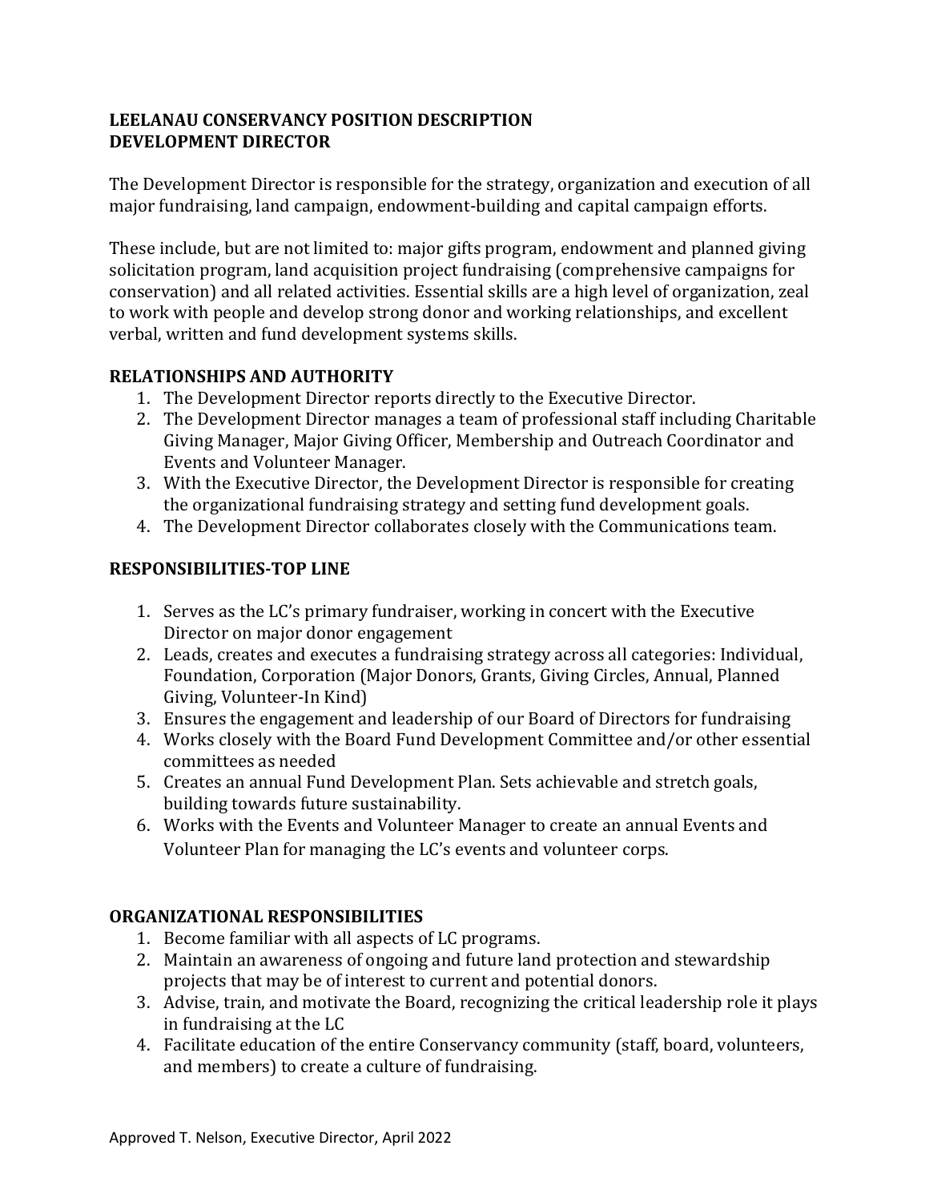**LEELANAU CONSERVANCY POSITION DESCRIPTION**
**DEVELOPMENT DIRECTOR**

The Development Director is responsible for the strategy, organization and execution of all major fundraising, land campaign, endowment-building and capital campaign efforts.

These include, but are not limited to: major gifts program, endowment and planned giving solicitation program, land acquisition project fundraising (comprehensive campaigns for conservation) and all related activities. Essential skills are a high level of organization, zeal to work with people and develop strong donor and working relationships, and excellent verbal, written and fund development systems skills.

## RELATIONSHIPS AND AUTHORITY

1. The Development Director reports directly to the Executive Director.
2. The Development Director manages a team of professional staff including Charitable Giving Manager, Major Giving Officer, Membership and Outreach Coordinator and Events and Volunteer Manager.
3. With the Executive Director, the Development Director is responsible for creating the organizational fundraising strategy and setting fund development goals.
4. The Development Director collaborates closely with the Communications team.

## RESPONSIBILITIES-TOP LINE

1. Serves as the LC's primary fundraiser, working in concert with the Executive Director on major donor engagement
2. Leads, creates and executes a fundraising strategy across all categories: Individual, Foundation, Corporation (Major Donors, Grants, Giving Circles, Annual, Planned Giving, Volunteer-In Kind)
3. Ensures the engagement and leadership of our Board of Directors for fundraising
4. Works closely with the Board Fund Development Committee and/or other essential committees as needed
5. Creates an annual Fund Development Plan. Sets achievable and stretch goals, building towards future sustainability.
6. Works with the Events and Volunteer Manager to create an annual Events and Volunteer Plan for managing the LC's events and volunteer corps.

## ORGANIZATIONAL RESPONSIBILITIES

1. Become familiar with all aspects of LC programs.
2. Maintain an awareness of ongoing and future land protection and stewardship projects that may be of interest to current and potential donors.
3. Advise, train, and motivate the Board, recognizing the critical leadership role it plays in fundraising at the LC
4. Facilitate education of the entire Conservancy community (staff, board, volunteers, and members) to create a culture of fundraising.

Approved T. Nelson, Executive Director, April 2022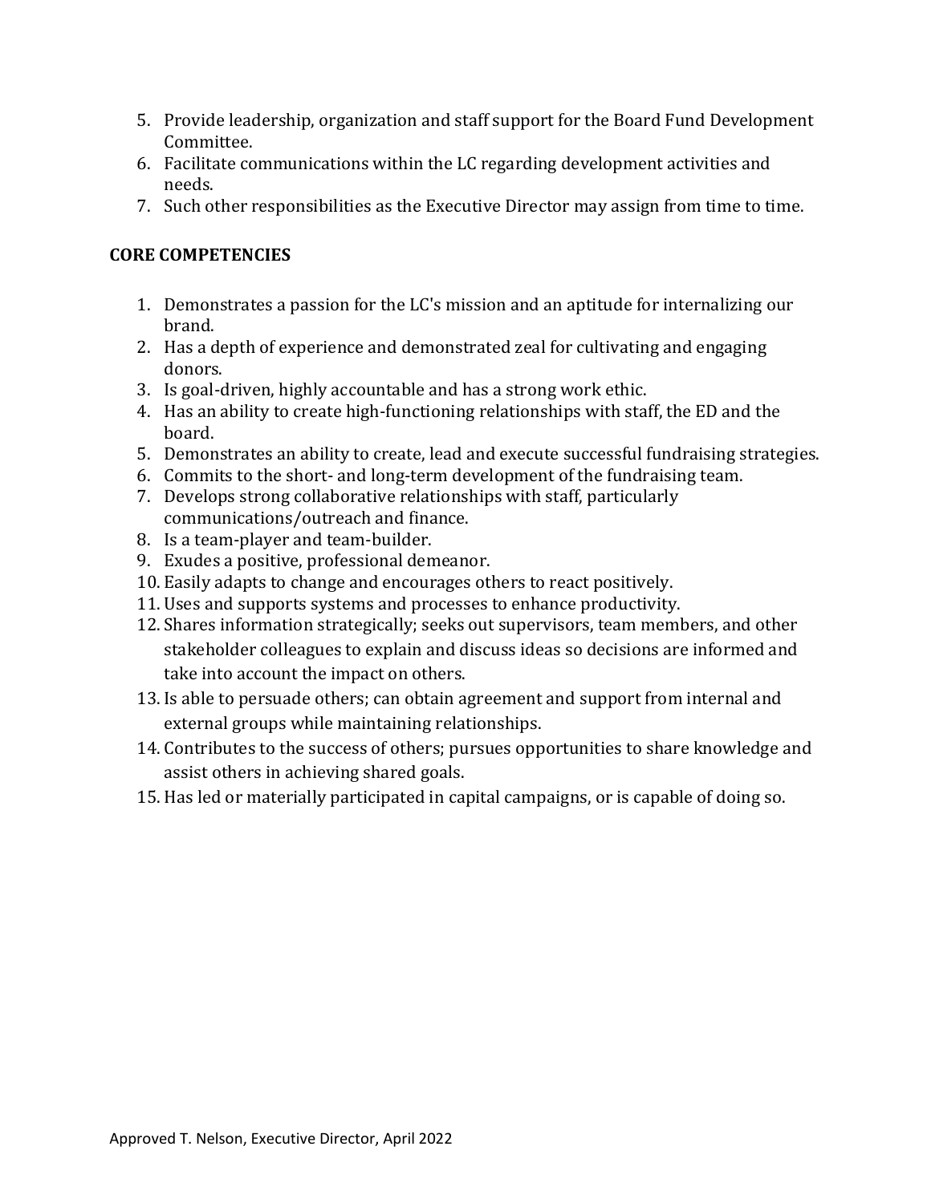5. Provide leadership, organization and staff support for the Board Fund Development Committee.
6. Facilitate communications within the LC regarding development activities and needs.
7. Such other responsibilities as the Executive Director may assign from time to time.

**CORE COMPETENCIES**

1. Demonstrates a passion for the LC's mission and an aptitude for internalizing our brand.
2. Has a depth of experience and demonstrated zeal for cultivating and engaging donors.
3. Is goal-driven, highly accountable and has a strong work ethic.
4. Has an ability to create high-functioning relationships with staff, the ED and the board.
5. Demonstrates an ability to create, lead and execute successful fundraising strategies.
6. Commits to the short- and long-term development of the fundraising team.
7. Develops strong collaborative relationships with staff, particularly communications/outreach and finance.
8. Is a team-player and team-builder.
9. Exudes a positive, professional demeanor.
10. Easily adapts to change and encourages others to react positively.
11. Uses and supports systems and processes to enhance productivity.
12. Shares information strategically; seeks out supervisors, team members, and other stakeholder colleagues to explain and discuss ideas so decisions are informed and take into account the impact on others.
13. Is able to persuade others; can obtain agreement and support from internal and external groups while maintaining relationships.
14. Contributes to the success of others; pursues opportunities to share knowledge and assist others in achieving shared goals.
15. Has led or materially participated in capital campaigns, or is capable of doing so.

Approved T. Nelson, Executive Director, April 2022